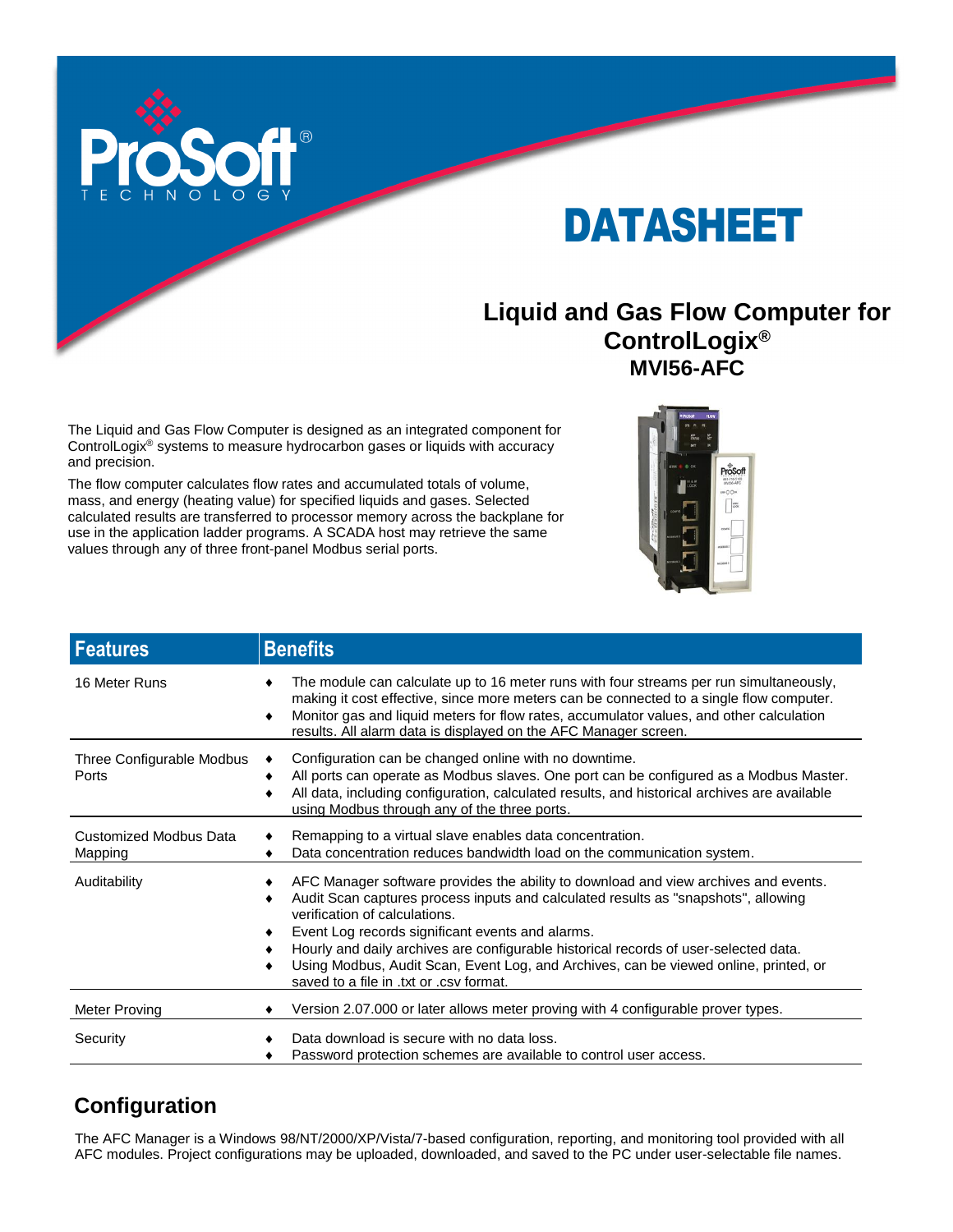ProSoft® TECHNOLOGY

# DATASHEET

## Liquid and Gas Flow Computer for ControlLogix® MVI56-AFC

The Liquid and Gas Flow Computer is designed as an integrated component for ControlLogix® systems to measure hydrocarbon gases or liquids with accuracy and precision.

The flow computer calculates flow rates and accumulated totals of volume, mass, and energy (heating value) for specified liquids and gases. Selected calculated results are transferred to processor memory across the backplane for use in the application ladder programs. A SCADA host may retrieve the same values through any of three front-panel Modbus serial ports.

| Features | Benefits |
|---|---|
| 16 Meter Runs | ♦ The module can calculate up to 16 meter runs with four streams per run simultaneously, making it cost effective, since more meters can be connected to a single flow computer.<br>♦ Monitor gas and liquid meters for flow rates, accumulator values, and other calculation results. All alarm data is displayed on the AFC Manager screen. |
| Three Configurable Modbus Ports | ♦ Configuration can be changed online with no downtime.<br>♦ All ports can operate as Modbus slaves. One port can be configured as a Modbus Master.<br>♦ All data, including configuration, calculated results, and historical archives are available using Modbus through any of the three ports. |
| Customized Modbus Data Mapping | ♦ Remapping to a virtual slave enables data concentration.<br>♦ Data concentration reduces bandwidth load on the communication system. |
| Auditability | ♦ AFC Manager software provides the ability to download and view archives and events.<br>♦ Audit Scan captures process inputs and calculated results as "snapshots", allowing verification of calculations.<br>♦ Event Log records significant events and alarms.<br>♦ Hourly and daily archives are configurable historical records of user-selected data.<br>♦ Using Modbus, Audit Scan, Event Log, and Archives, can be viewed online, printed, or saved to a file in .txt or .csv format. |
| Meter Proving | ♦ Version 2.07.000 or later allows meter proving with 4 configurable prover types. |
| Security | ♦ Data download is secure with no data loss.<br>♦ Password protection schemes are available to control user access. |

## Configuration

The AFC Manager is a Windows 98/NT/2000/XP/Vista/7-based configuration, reporting, and monitoring tool provided with all AFC modules. Project configurations may be uploaded, downloaded, and saved to the PC under user-selectable file names.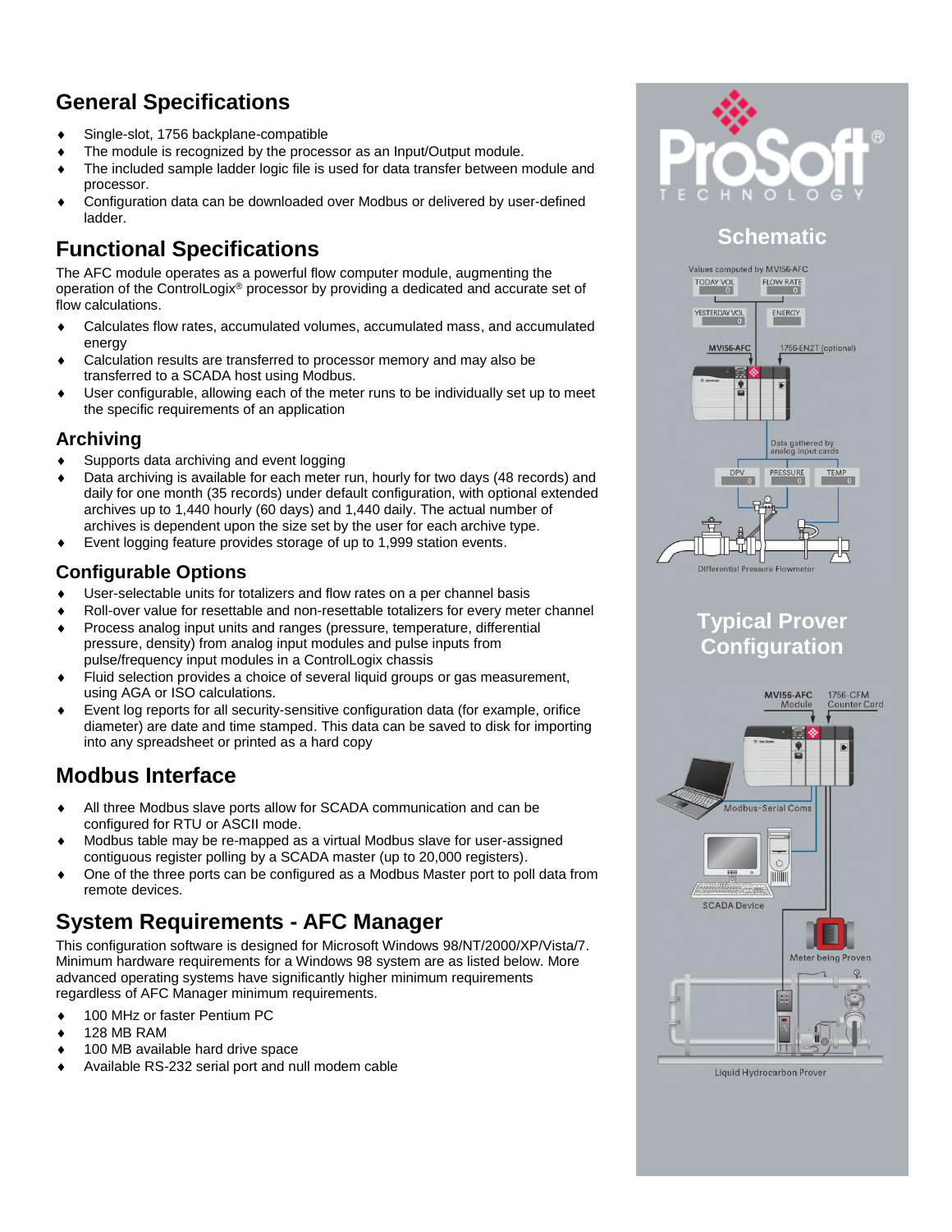## General Specifications

- Single-slot, 1756 backplane-compatible
- The module is recognized by the processor as an Input/Output module.
- The included sample ladder logic file is used for data transfer between module and processor.
- Configuration data can be downloaded over Modbus or delivered by user-defined ladder.

## Functional Specifications

The AFC module operates as a powerful flow computer module, augmenting the operation of the ControlLogix® processor by providing a dedicated and accurate set of flow calculations.

- Calculates flow rates, accumulated volumes, accumulated mass, and accumulated energy
- Calculation results are transferred to processor memory and may also be transferred to a SCADA host using Modbus.
- User configurable, allowing each of the meter runs to be individually set up to meet the specific requirements of an application

### Archiving

- Supports data archiving and event logging
- Data archiving is available for each meter run, hourly for two days (48 records) and daily for one month (35 records) under default configuration, with optional extended archives up to 1,440 hourly (60 days) and 1,440 daily. The actual number of archives is dependent upon the size set by the user for each archive type.
- Event logging feature provides storage of up to 1,999 station events.

### Configurable Options

- User-selectable units for totalizers and flow rates on a per channel basis
- Roll-over value for resettable and non-resettable totalizers for every meter channel
- Process analog input units and ranges (pressure, temperature, differential pressure, density) from analog input modules and pulse inputs from pulse/frequency input modules in a ControlLogix chassis
- Fluid selection provides a choice of several liquid groups or gas measurement, using AGA or ISO calculations.
- Event log reports for all security-sensitive configuration data (for example, orifice diameter) are date and time stamped. This data can be saved to disk for importing into any spreadsheet or printed as a hard copy

## Modbus Interface

- All three Modbus slave ports allow for SCADA communication and can be configured for RTU or ASCII mode.
- Modbus table may be re-mapped as a virtual Modbus slave for user-assigned contiguous register polling by a SCADA master (up to 20,000 registers).
- One of the three ports can be configured as a Modbus Master port to poll data from remote devices.

## System Requirements - AFC Manager

This configuration software is designed for Microsoft Windows 98/NT/2000/XP/Vista/7. Minimum hardware requirements for a Windows 98 system are as listed below. More advanced operating systems have significantly higher minimum requirements regardless of AFC Manager minimum requirements.

- 100 MHz or faster Pentium PC
- 128 MB RAM
- 100 MB available hard drive space
- Available RS-232 serial port and null modem cable

## Schematic

## Typical Prover Configuration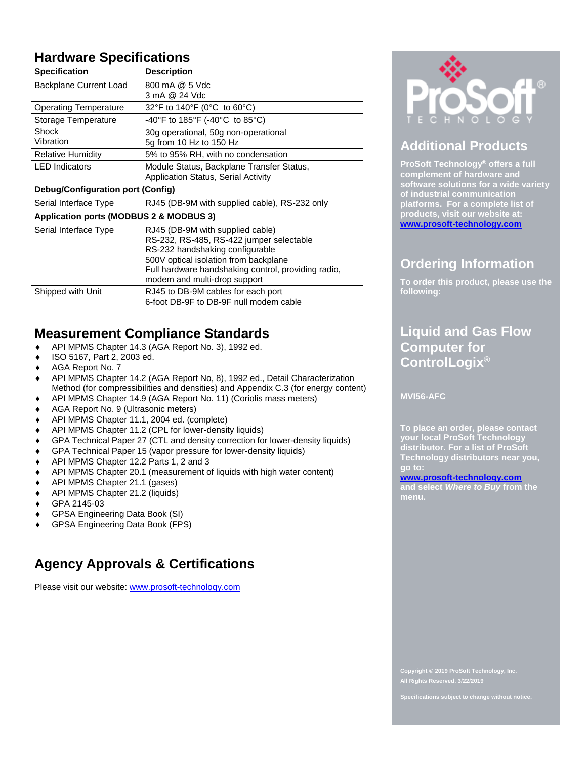## Hardware Specifications

| Specification | Description |
|---|---|
| Backplane Current Load | 800 mA @ 5 Vdc<br>3 mA @ 24 Vdc |
| Operating Temperature | 32°F to 140°F (0°C to 60°C) |
| Storage Temperature | -40°F to 185°F (-40°C to 85°C) |
| Shock<br>Vibration | 30g operational, 50g non-operational<br>5g from 10 Hz to 150 Hz |
| Relative Humidity | 5% to 95% RH, with no condensation |
| LED Indicators | Module Status, Backplane Transfer Status, Application Status, Serial Activity |
| **Debug/Configuration port (Config)** | |
| Serial Interface Type | RJ45 (DB-9M with supplied cable), RS-232 only |
| **Application ports (MODBUS 2 & MODBUS 3)** | |
| Serial Interface Type | RJ45 (DB-9M with supplied cable)<br>RS-232, RS-485, RS-422 jumper selectable<br>RS-232 handshaking configurable<br>500V optical isolation from backplane<br>Full hardware handshaking control, providing radio, modem and multi-drop support |
| Shipped with Unit | RJ45 to DB-9M cables for each port<br>6-foot DB-9F to DB-9F null modem cable |

## Measurement Compliance Standards

- API MPMS Chapter 14.3 (AGA Report No. 3), 1992 ed.
- ISO 5167, Part 2, 2003 ed.
- AGA Report No. 7
- API MPMS Chapter 14.2 (AGA Report No, 8), 1992 ed., Detail Characterization Method (for compressibilities and densities) and Appendix C.3 (for energy content)
- API MPMS Chapter 14.9 (AGA Report No. 11) (Coriolis mass meters)
- AGA Report No. 9 (Ultrasonic meters)
- API MPMS Chapter 11.1, 2004 ed. (complete)
- API MPMS Chapter 11.2 (CPL for lower-density liquids)
- GPA Technical Paper 27 (CTL and density correction for lower-density liquids)
- GPA Technical Paper 15 (vapor pressure for lower-density liquids)
- API MPMS Chapter 12.2 Parts 1, 2 and 3
- API MPMS Chapter 20.1 (measurement of liquids with high water content)
- API MPMS Chapter 21.1 (gases)
- API MPMS Chapter 21.2 (liquids)
- GPA 2145-03
- GPSA Engineering Data Book (SI)
- GPSA Engineering Data Book (FPS)

## Agency Approvals & Certifications

Please visit our website: www.prosoft-technology.com

ProSoft® TECHNOLOGY

## Additional Products

**ProSoft Technology® offers a full complement of hardware and software solutions for a wide variety of industrial communication platforms. For a complete list of products, visit our website at: www.prosoft-technology.com**

## Ordering Information

**To order this product, please use the following:**

## Liquid and Gas Flow Computer for ControlLogix®

**MVI56-AFC**

**To place an order, please contact your local ProSoft Technology distributor. For a list of ProSoft Technology distributors near you, go to: www.prosoft-technology.com and select *Where to Buy* from the menu.**

Copyright © 2019 ProSoft Technology, Inc. All Rights Reserved. 3/22/2019

Specifications subject to change without notice.